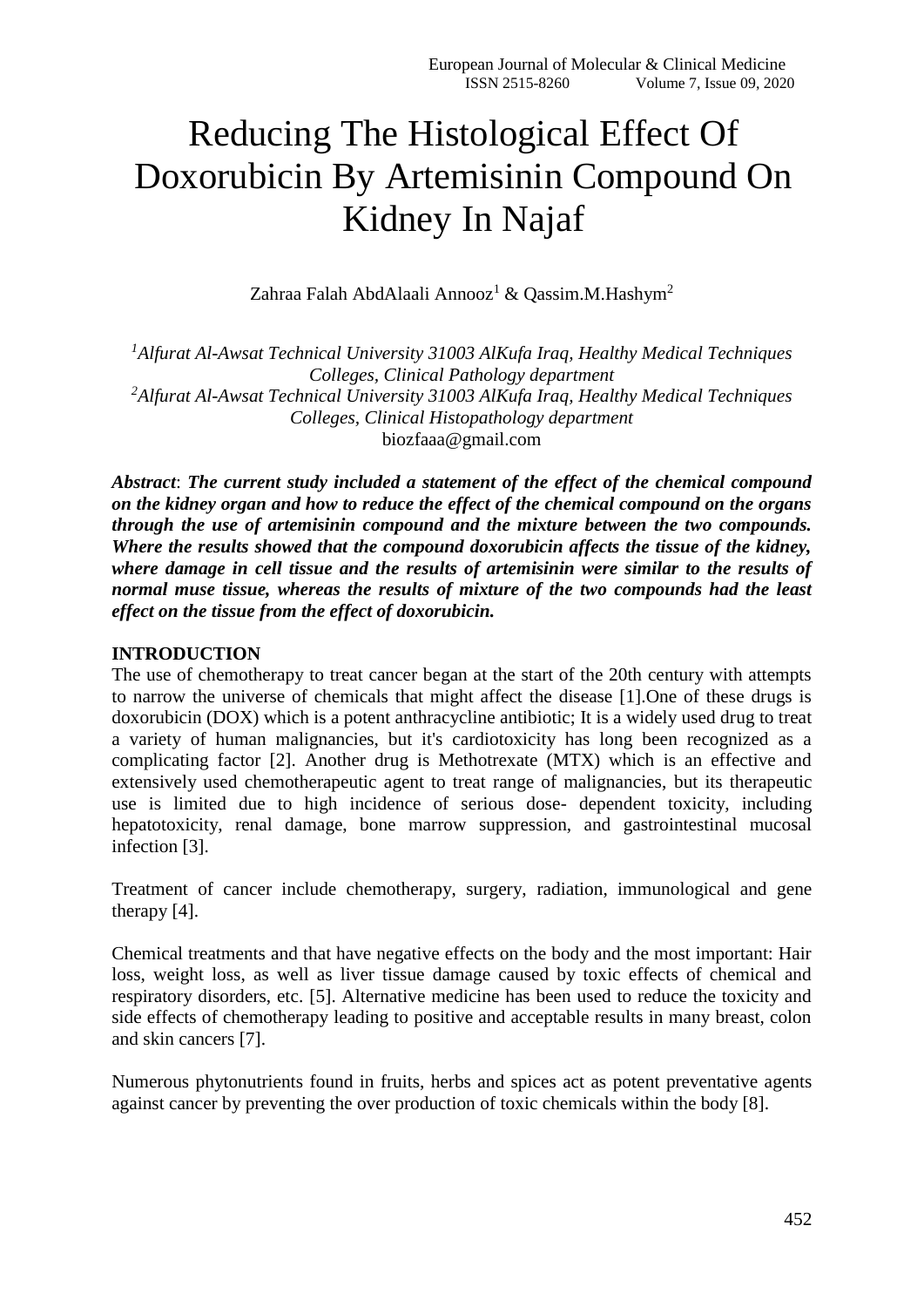# Reducing The Histological Effect Of Doxorubicin By Artemisinin Compound On Kidney In Najaf

Zahraa Falah AbdAlaali Annooz[1] & Qassim.M.Hashym[2]

*[1]Alfurat Al-Awsat Technical University 31003 AlKufa Iraq, Healthy Medical Techniques Colleges, Clinical Pathology department*
*[2]Alfurat Al-Awsat Technical University 31003 AlKufa Iraq, Healthy Medical Techniques Colleges, Clinical Histopathology department*
biozfaaa@gmail.com

***Abstract*: *The current study included a statement of the effect of the chemical compound on the kidney organ and how to reduce the effect of the chemical compound on the organs through the use of artemisinin compound and the mixture between the two compounds. Where the results showed that the compound doxorubicin affects the tissue of the kidney, where damage in cell tissue and the results of artemisinin were similar to the results of normal muse tissue, whereas the results of mixture of the two compounds had the least effect on the tissue from the effect of doxorubicin.***

## INTRODUCTION

The use of chemotherapy to treat cancer began at the start of the 20th century with attempts to narrow the universe of chemicals that might affect the disease [1].One of these drugs is doxorubicin (DOX) which is a potent anthracycline antibiotic; It is a widely used drug to treat a variety of human malignancies, but it's cardiotoxicity has long been recognized as a complicating factor [2]. Another drug is Methotrexate (MTX) which is an effective and extensively used chemotherapeutic agent to treat range of malignancies, but its therapeutic use is limited due to high incidence of serious dose- dependent toxicity, including hepatotoxicity, renal damage, bone marrow suppression, and gastrointestinal mucosal infection [3].

Treatment of cancer include chemotherapy, surgery, radiation, immunological and gene therapy [4].

Chemical treatments and that have negative effects on the body and the most important: Hair loss, weight loss, as well as liver tissue damage caused by toxic effects of chemical and respiratory disorders, etc. [5]. Alternative medicine has been used to reduce the toxicity and side effects of chemotherapy leading to positive and acceptable results in many breast, colon and skin cancers [7].

Numerous phytonutrients found in fruits, herbs and spices act as potent preventative agents against cancer by preventing the over production of toxic chemicals within the body [8].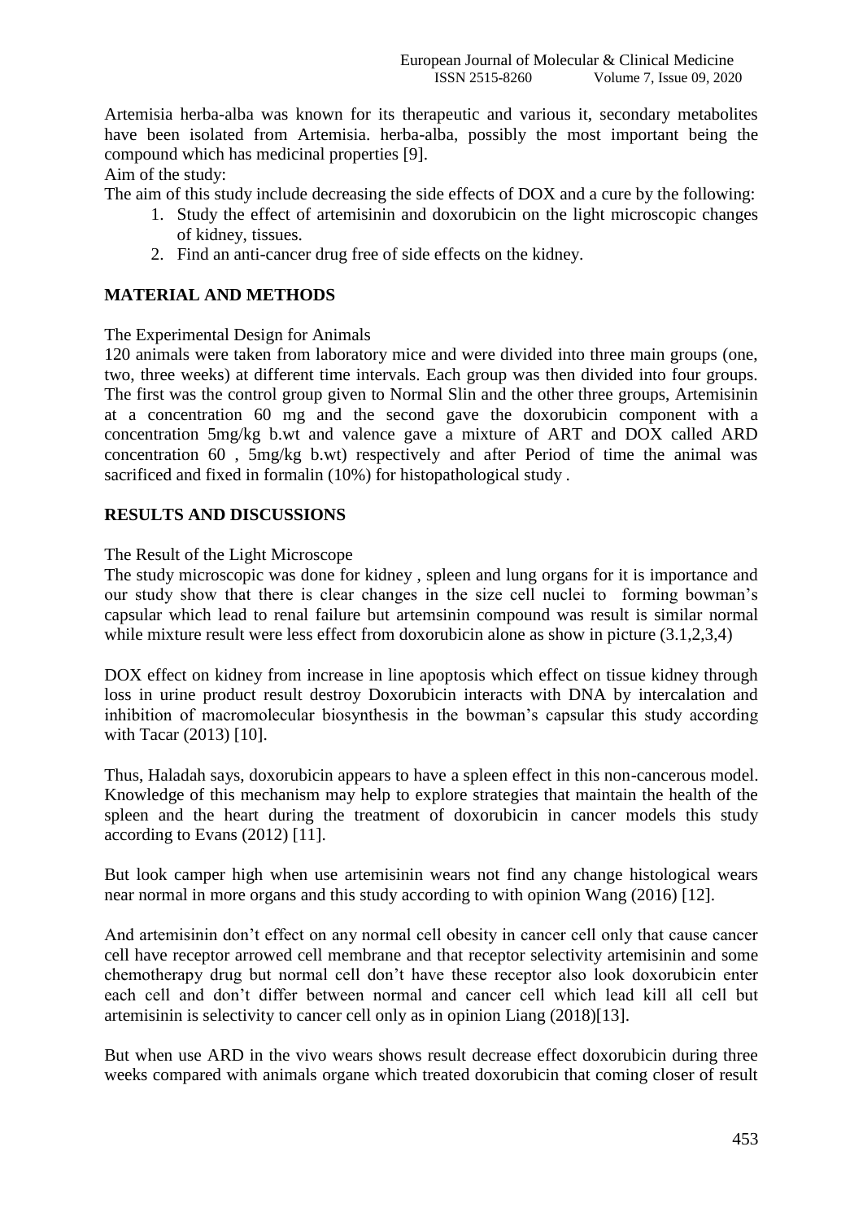Artemisia herba-alba was known for its therapeutic and various it, secondary metabolites have been isolated from Artemisia. herba-alba, possibly the most important being the compound which has medicinal properties [9].

Aim of the study:

The aim of this study include decreasing the side effects of DOX and a cure by the following:

1. Study the effect of artemisinin and doxorubicin on the light microscopic changes of kidney, tissues.
2. Find an anti-cancer drug free of side effects on the kidney.

## MATERIAL AND METHODS

The Experimental Design for Animals

120 animals were taken from laboratory mice and were divided into three main groups (one, two, three weeks) at different time intervals. Each group was then divided into four groups. The first was the control group given to Normal Slin and the other three groups, Artemisinin at a concentration 60 mg and the second gave the doxorubicin component with a concentration 5mg/kg b.wt and valence gave a mixture of ART and DOX called ARD concentration 60 , 5mg/kg b.wt) respectively and after Period of time the animal was sacrificed and fixed in formalin (10%) for histopathological study .

## RESULTS AND DISCUSSIONS

The Result of the Light Microscope

The study microscopic was done for kidney , spleen and lung organs for it is importance and our study show that there is clear changes in the size cell nuclei to forming bowman's capsular which lead to renal failure but artemsinin compound was result is similar normal while mixture result were less effect from doxorubicin alone as show in picture (3.1,2,3,4)

DOX effect on kidney from increase in line apoptosis which effect on tissue kidney through loss in urine product result destroy Doxorubicin interacts with DNA by intercalation and inhibition of macromolecular biosynthesis in the bowman's capsular this study according with Tacar (2013) [10].

Thus, Haladah says, doxorubicin appears to have a spleen effect in this non-cancerous model. Knowledge of this mechanism may help to explore strategies that maintain the health of the spleen and the heart during the treatment of doxorubicin in cancer models this study according to Evans (2012) [11].

But look camper high when use artemisinin wears not find any change histological wears near normal in more organs and this study according to with opinion Wang (2016) [12].

And artemisinin don't effect on any normal cell obesity in cancer cell only that cause cancer cell have receptor arrowed cell membrane and that receptor selectivity artemisinin and some chemotherapy drug but normal cell don't have these receptor also look doxorubicin enter each cell and don't differ between normal and cancer cell which lead kill all cell but artemisinin is selectivity to cancer cell only as in opinion Liang (2018)[13].

But when use ARD in the vivo wears shows result decrease effect doxorubicin during three weeks compared with animals organe which treated doxorubicin that coming closer of result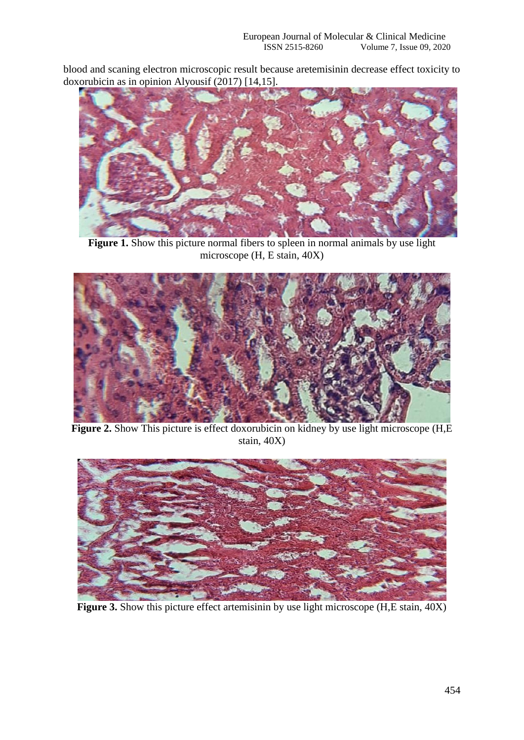blood and scaning electron microscopic result because aretemisinin decrease effect toxicity to doxorubicin as in opinion Alyousif (2017) [14,15].

**Figure 1.** Show this picture normal fibers to spleen in normal animals by use light microscope (H, E stain, 40X)

**Figure 2.** Show This picture is effect doxorubicin on kidney by use light microscope (H,E stain, 40X)

**Figure 3.** Show this picture effect artemisinin by use light microscope (H,E stain, 40X)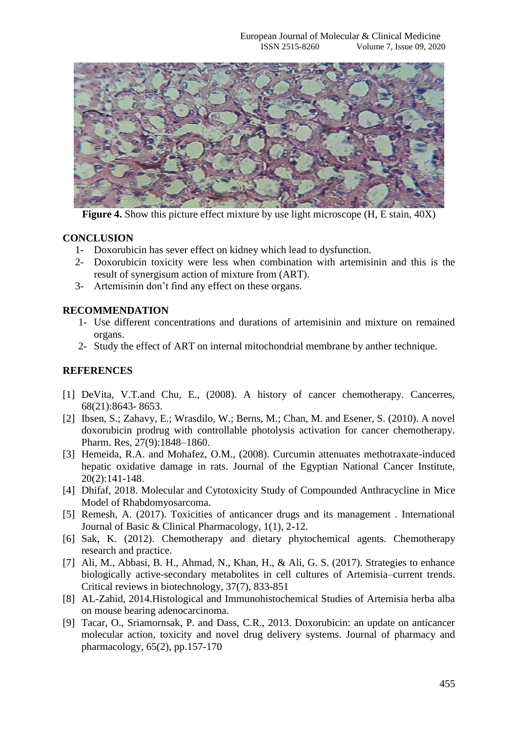**Figure 4.** Show this picture effect mixture by use light microscope (H, E stain, 40X)

## CONCLUSION

1- Doxorubicin has sever effect on kidney which lead to dysfunction.
2- Doxorubicin toxicity were less when combination with artemisinin and this is the result of synergisum action of mixture from (ART).
3- Artemisinin don't find any effect on these organs.

## RECOMMENDATION

1- Use different concentrations and durations of artemisinin and mixture on remained organs.
2- Study the effect of ART on internal mitochondrial membrane by anther technique.

## REFERENCES

[1] DeVita, V.T.and Chu, E., (2008). A history of cancer chemotherapy. Cancerres, 68(21):8643- 8653.

[2] Ibsen, S.; Zahavy, E.; Wrasdilo, W.; Berns, M.; Chan, M. and Esener, S. (2010). A novel doxorubicin prodrug with controllable photolysis activation for cancer chemotherapy. Pharm. Res, 27(9):1848–1860.

[3] Hemeida, R.A. and Mohafez, O.M., (2008). Curcumin attenuates methotraxate-induced hepatic oxidative damage in rats. Journal of the Egyptian National Cancer Institute, 20(2):141-148.

[4] Dhifaf, 2018. Molecular and Cytotoxicity Study of Compounded Anthracycline in Mice Model of Rhabdomyosarcoma.

[5] Remesh, A. (2017). Toxicities of anticancer drugs and its management . International Journal of Basic & Clinical Pharmacology, 1(1), 2-12.

[6] Sak, K. (2012). Chemotherapy and dietary phytochemical agents. Chemotherapy research and practice.

[7] Ali, M., Abbasi, B. H., Ahmad, N., Khan, H., & Ali, G. S. (2017). Strategies to enhance biologically active-secondary metabolites in cell cultures of Artemisia–current trends. Critical reviews in biotechnology, 37(7), 833-851

[8] AL-Zahid, 2014.Histological and Immunohistochemical Studies of Artemisia herba alba on mouse bearing adenocarcinoma.

[9] Tacar, O., Sriamornsak, P. and Dass, C.R., 2013. Doxorubicin: an update on anticancer molecular action, toxicity and novel drug delivery systems. Journal of pharmacy and pharmacology, 65(2), pp.157-170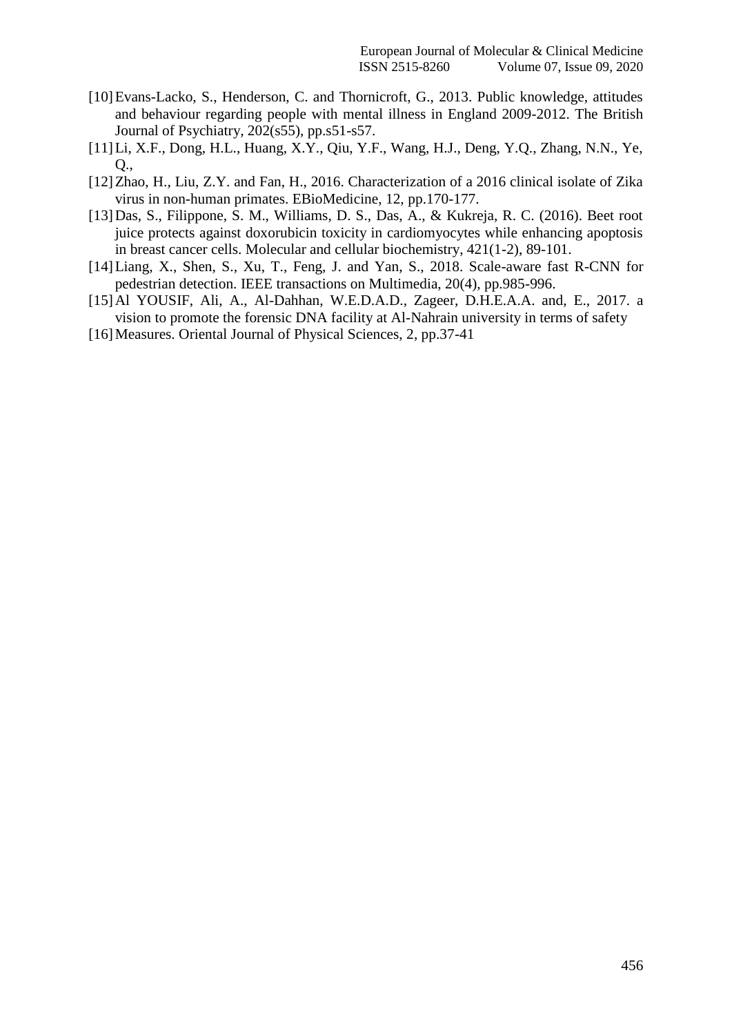[10] Evans-Lacko, S., Henderson, C. and Thornicroft, G., 2013. Public knowledge, attitudes and behaviour regarding people with mental illness in England 2009-2012. The British Journal of Psychiatry, 202(s55), pp.s51-s57.

[11] Li, X.F., Dong, H.L., Huang, X.Y., Qiu, Y.F., Wang, H.J., Deng, Y.Q., Zhang, N.N., Ye, Q.,

[12] Zhao, H., Liu, Z.Y. and Fan, H., 2016. Characterization of a 2016 clinical isolate of Zika virus in non-human primates. EBioMedicine, 12, pp.170-177.

[13] Das, S., Filippone, S. M., Williams, D. S., Das, A., & Kukreja, R. C. (2016). Beet root juice protects against doxorubicin toxicity in cardiomyocytes while enhancing apoptosis in breast cancer cells. Molecular and cellular biochemistry, 421(1-2), 89-101.

[14] Liang, X., Shen, S., Xu, T., Feng, J. and Yan, S., 2018. Scale-aware fast R-CNN for pedestrian detection. IEEE transactions on Multimedia, 20(4), pp.985-996.

[15] Al YOUSIF, Ali, A., Al-Dahhan, W.E.D.A.D., Zageer, D.H.E.A.A. and, E., 2017. a vision to promote the forensic DNA facility at Al-Nahrain university in terms of safety

[16] Measures. Oriental Journal of Physical Sciences, 2, pp.37-41